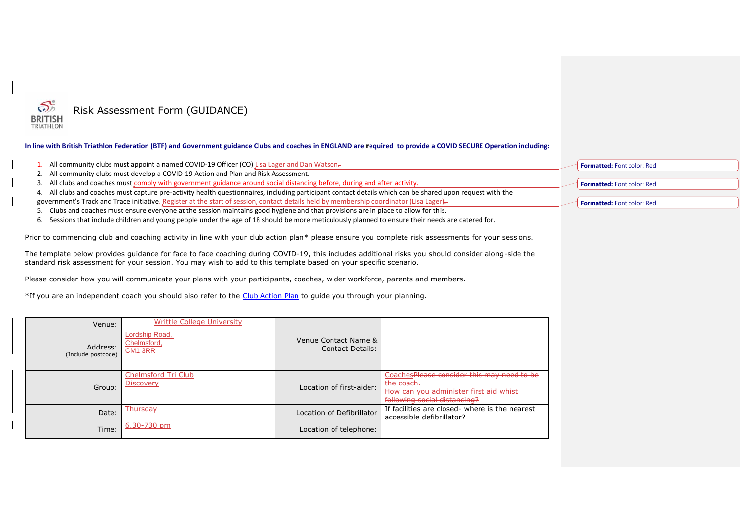# Risk Assessment Form (GUIDANCE)

**In line with British Triathlon Federation (BTF) and Government guidance Clubs and coaches in ENGLAND are required to provide a COVID SECURE Operation including:**

1. All community clubs must appoint a named COVID-19 Officer (CO) Lisa Lager and Dan Watson.
2. All community clubs must develop a COVID-19 Action and Plan and Risk Assessment.
3. All clubs and coaches must comply with government guidance around social distancing before, during and after activity.
4. All clubs and coaches must capture pre-activity health questionnaires, including participant contact details which can be shared upon request with the government's Track and Trace initiative. Register at the start of session, contact details held by membership coordinator (Lisa Lager).
5. Clubs and coaches must ensure everyone at the session maintains good hygiene and that provisions are in place to allow for this.
6. Sessions that include children and young people under the age of 18 should be more meticulously planned to ensure their needs are catered for.

Prior to commencing club and coaching activity in line with your club action plan* please ensure you complete risk assessments for your sessions.

The template below provides guidance for face to face coaching during COVID-19, this includes additional risks you should consider along-side the standard risk assessment for your session. You may wish to add to this template based on your specific scenario.

Please consider how you will communicate your plans with your participants, coaches, wider workforce, parents and members.

*If you are an independent coach you should also refer to the Club Action Plan to guide you through your planning.

| | | | |
|---|---|---|---|
| Venue: | Writtle College University | Venue Contact Name & Contact Details: | |
| Address: (Include postcode) | Lordship Road, Chelmsford, CM1 3RR | | |
| Group: | Chelmsford Tri Club Discovery | Location of first-aider: | Coaches~~Please consider this may need to be the coach. How can you administer first aid whist following social distancing?~~ |
| Date: | Thursday | Location of Defibrillator | If facilities are closed- where is the nearest accessible defibrillator? |
| Time: | 6.30-730 pm | Location of telephone: | |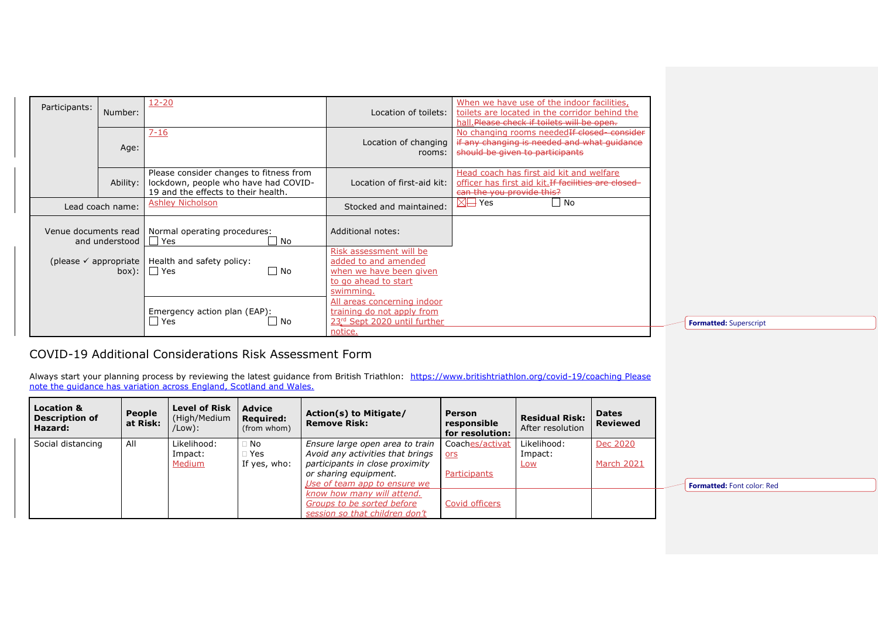| Participants: | Number: | 12-20 | Location of toilets: | When we have use of the indoor facilities, toilets are located in the corridor behind the hall.~~Please check if toilets will be open.~~ |
|---|---|---|---|---|
| | Age: | 7-16 | Location of changing rooms: | No changing rooms needed~~If closed- consider if any changing is needed and what guidance should be given to participants~~ |
| | Ability: | Please consider changes to fitness from lockdown, people who have had COVID-19 and the effects to their health. | Location of first-aid kit: | Head coach has first aid kit and welfare officer has first aid kit.~~If facilities are closed- can the you provide this?~~ |
| Lead coach name: | | Ashley Nicholson | Stocked and maintained: | ☒ Yes ☐ No |
| Venue documents read and understood (please ✓ appropriate box): | | Normal operating procedures: ☐ Yes ☐ No | Additional notes: | |
| | | Health and safety policy: ☐ Yes ☐ No | Risk assessment will be added to and amended when we have been given to go ahead to start swimming. All areas concerning indoor training do not apply from 23rd Sept 2020 until further notice. | |
| | | Emergency action plan (EAP): ☐ Yes ☐ No | | |

## COVID-19 Additional Considerations Risk Assessment Form

Always start your planning process by reviewing the latest guidance from British Triathlon: https://www.britishtriathlon.org/covid-19/coaching Please note the guidance has variation across England, Scotland and Wales.

| Location & Description of Hazard: | People at Risk: | Level of Risk (High/Medium /Low): | Advice Required: (from whom) | Action(s) to Mitigate/ Remove Risk: | Person responsible for resolution: | Residual Risk: After resolution | Dates Reviewed |
|---|---|---|---|---|---|---|---|
| Social distancing | All | Likelihood: Impact: Medium | ☐ No ☐ Yes If yes, who: | *Ensure large open area to train Avoid any activities that brings participants in close proximity or sharing equipment.* *Use of team app to ensure we know how many will attend. Groups to be sorted before session so that children don't* | Coaches/activators Participants Covid officers | Likelihood: Impact: Low | Dec 2020 March 2021 |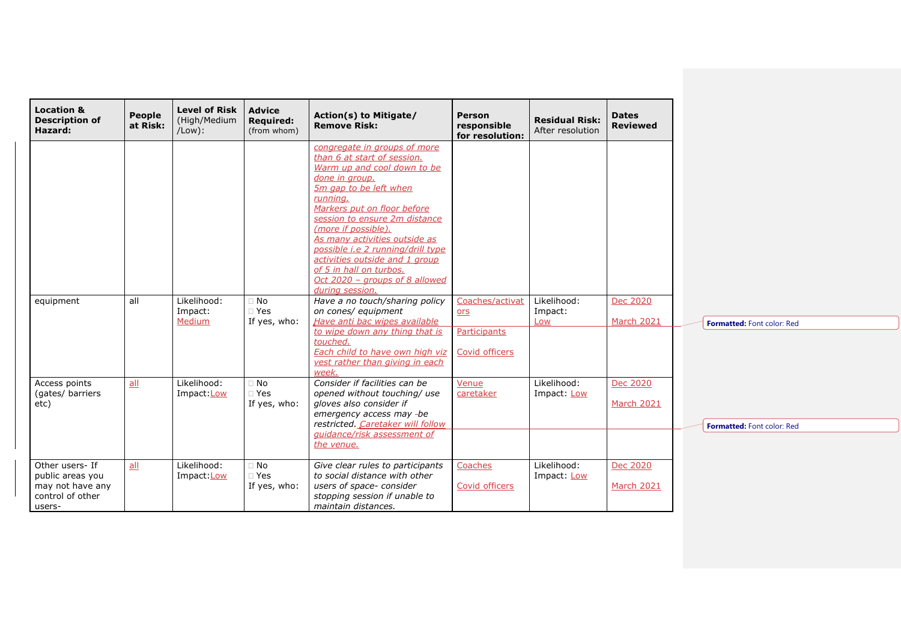| Location & Description of Hazard: | People at Risk: | Level of Risk (High/Medium /Low): | Advice Required: (from whom) | Action(s) to Mitigate/ Remove Risk: | Person responsible for resolution: | Residual Risk: After resolution | Dates Reviewed |
|---|---|---|---|---|---|---|---|
| | | | | congregate in groups of more than 6 at start of session. Warm up and cool down to be done in group. 5m gap to be left when running. Markers put on floor before session to ensure 2m distance (more if possible). As many activities outside as possible i.e 2 running/drill type activities outside and 1 group of 5 in hall on turbos. Oct 2020 – groups of 8 allowed during session. | | | |
| equipment | all | Likelihood: Impact: Medium | □ No □ Yes If yes, who: | *Have a no touch/sharing policy on cones/ equipment* Have anti bac wipes available to wipe down any thing that is touched. Each child to have own high viz vest rather than giving in each week. | Coaches/activators Participants Covid officers | Likelihood: Impact: Low | Dec 2020 March 2021 |
| Access points (gates/ barriers etc) | all | Likelihood: Impact: Low | □ No □ Yes If yes, who: | *Consider if facilities can be opened without touching/ use gloves also consider if emergency access may be restricted.* Caretaker will follow guidance/risk assessment of the venue. | Venue caretaker | Likelihood: Impact: Low | Dec 2020 March 2021 |
| Other users- If public areas you may not have any control of other users- | all | Likelihood: Impact: Low | □ No □ Yes If yes, who: | *Give clear rules to participants to social distance with other users of space- consider stopping session if unable to maintain distances.* | Coaches Covid officers | Likelihood: Impact: Low | Dec 2020 March 2021 |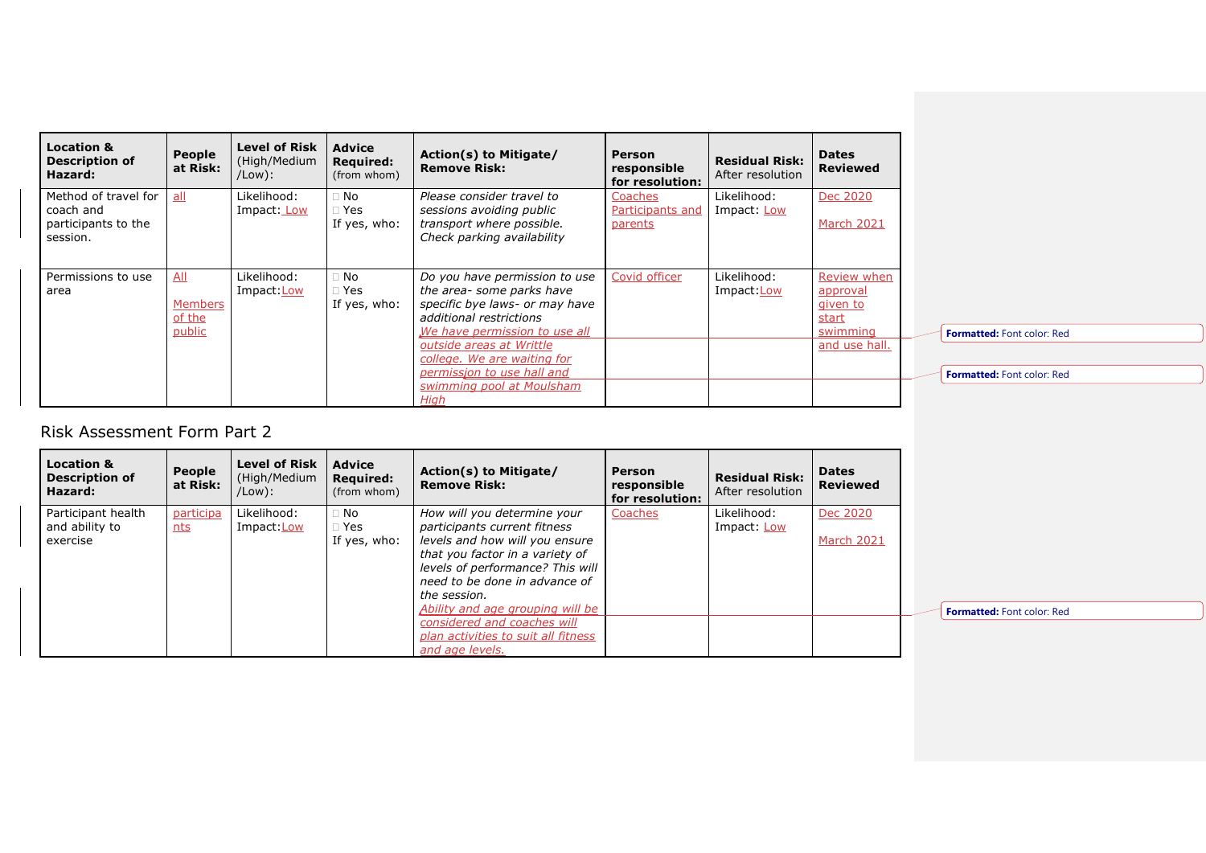| Location & Description of Hazard: | People at Risk: | Level of Risk (High/Medium /Low): | Advice Required: (from whom) | Action(s) to Mitigate/ Remove Risk: | Person responsible for resolution: | Residual Risk: After resolution | Dates Reviewed |
|---|---|---|---|---|---|---|---|
| Method of travel for coach and participants to the session. | all | Likelihood: Impact: Low | □ No □ Yes If yes, who: | *Please consider travel to sessions avoiding public transport where possible. Check parking availability* | Coaches Participants and parents | Likelihood: Impact: Low | Dec 2020<br><br>March 2021 |
| Permissions to use area | All<br><br>Members of the public | Likelihood: Impact:Low | □ No □ Yes If yes, who: | *Do you have permission to use the area- some parks have specific bye laws- or may have additional restrictions*<br>*We have permission to use all outside areas at Writtle college. We are waiting for permission to use hall and swimming pool at Moulsham High* | Covid officer | Likelihood: Impact:Low | Review when approval given to start swimming and use hall. |

Risk Assessment Form Part 2

| Location & Description of Hazard: | People at Risk: | Level of Risk (High/Medium /Low): | Advice Required: (from whom) | Action(s) to Mitigate/ Remove Risk: | Person responsible for resolution: | Residual Risk: After resolution | Dates Reviewed |
|---|---|---|---|---|---|---|---|
| Participant health and ability to exercise | participants | Likelihood: Impact:Low | □ No □ Yes If yes, who: | *How will you determine your participants current fitness levels and how will you ensure that you factor in a variety of levels of performance? This will need to be done in advance of the session.*<br>*Ability and age grouping will be considered and coaches will plan activities to suit all fitness and age levels.* | Coaches | Likelihood: Impact: Low | Dec 2020<br><br>March 2021 |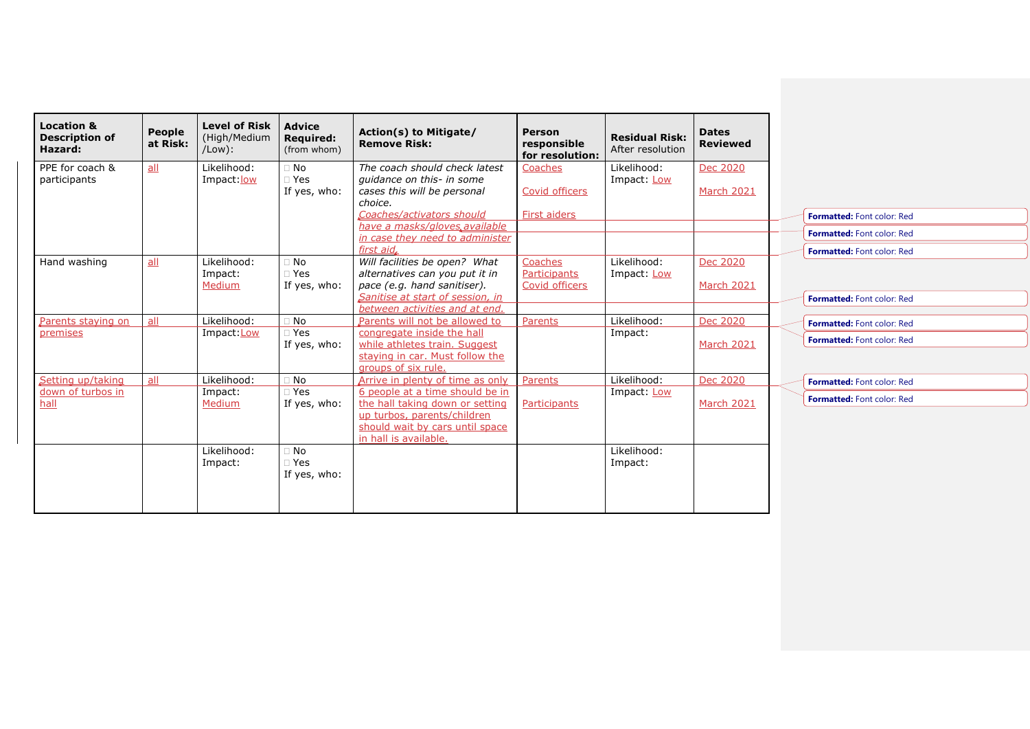| Location & Description of Hazard: | People at Risk: | Level of Risk (High/Medium /Low): | Advice Required: (from whom) | Action(s) to Mitigate/ Remove Risk: | Person responsible for resolution: | Residual Risk: After resolution | Dates Reviewed |
|---|---|---|---|---|---|---|---|
| PPE for coach & participants | all | Likelihood: Impact: low | ☐ No ☐ Yes If yes, who: | *The coach should check latest guidance on this- in some cases this will be personal choice. Coaches/activators should have a masks/gloves available in case they need to administer first aid.* | Coaches Covid officers First aiders | Likelihood: Impact: Low | Dec 2020 March 2021 |
| Hand washing | all | Likelihood: Impact: Medium | ☐ No ☐ Yes If yes, who: | *Will facilities be open? What alternatives can you put it in pace (e.g. hand sanitiser). Sanitise at start of session, in between activities and at end.* | Coaches Participants Covid officers | Likelihood: Impact: Low | Dec 2020 March 2021 |
| Parents staying on premises | all | Likelihood: Impact: Low | ☐ No ☐ Yes If yes, who: | Parents will not be allowed to congregate inside the hall while athletes train. Suggest staying in car. Must follow the groups of six rule. | Parents | Likelihood: Impact: | Dec 2020 March 2021 |
| Setting up/taking down of turbos in hall | all | Likelihood: Impact: Medium | ☐ No ☐ Yes If yes, who: | Arrive in plenty of time as only 6 people at a time should be in the hall taking down or setting up turbos, parents/children should wait by cars until space in hall is available. | Parents Participants | Likelihood: Impact: Low | Dec 2020 March 2021 |
| | | Likelihood: Impact: | ☐ No ☐ Yes If yes, who: | | | Likelihood: Impact: | |